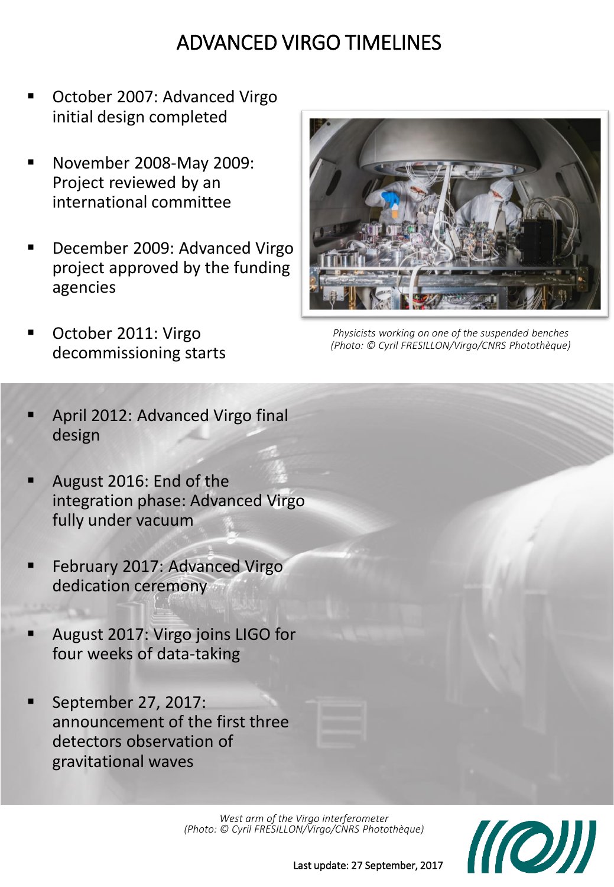# ADVANCED VIRGO TIMELINES

- October 2007: Advanced Virgo initial design completed
- November 2008-May 2009: Project reviewed by an international committee
- December 2009: Advanced Virgo project approved by the funding agencies
- October 2011: Virgo decommissioning starts

*Physicists working on one of the suspended benches (Photo: © Cyril FRESILLON/Virgo/CNRS Photothèque)*

- April 2012: Advanced Virgo final design
- August 2016: End of the integration phase: Advanced Virgo fully under vacuum
- February 2017: Advanced Virgo dedication ceremony
- August 2017: Virgo joins LIGO for four weeks of data-taking
- September 27, 2017: announcement of the first three detectors observation of gravitational waves

*West arm of the Virgo interferometer (Photo: © Cyril FRESILLON/Virgo/CNRS Photothèque)*

Last update: 27 September, 2017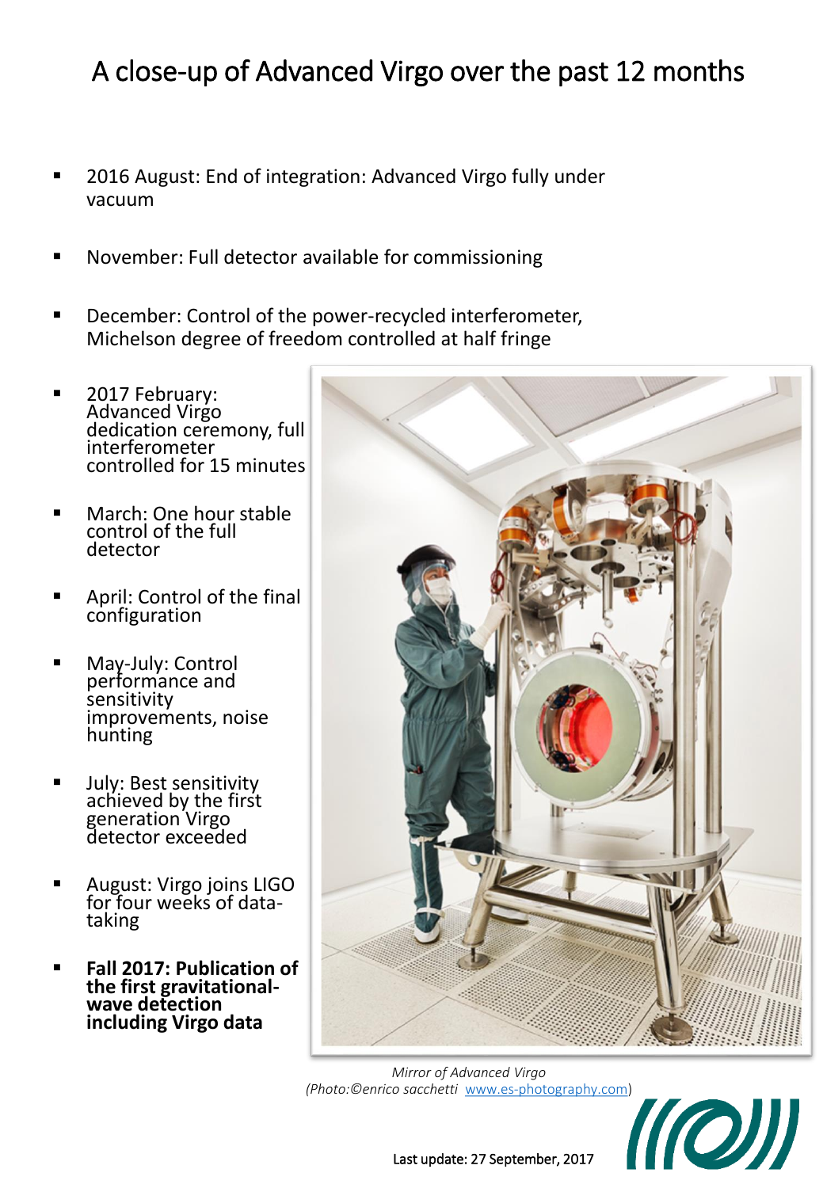# A close-up of Advanced Virgo over the past 12 months

- 2016 August: End of integration: Advanced Virgo fully under vacuum
- November: Full detector available for commissioning
- December: Control of the power-recycled interferometer, Michelson degree of freedom controlled at half fringe
- 2017 February: Advanced Virgo dedication ceremony, full interferometer controlled for 15 minutes
- March: One hour stable control of the full detector
- April: Control of the final configuration
- May-July: Control performance and sensitivity improvements, noise hunting
- July: Best sensitivity achieved by the first generation Virgo detector exceeded
- August: Virgo joins LIGO for four weeks of data-taking
- **Fall 2017: Publication of the first gravitational-wave detection including Virgo data**

*Mirror of Advanced Virgo*
*(Photo:©enrico sacchetti* www.es-photography.com*)*

Last update: 27 September, 2017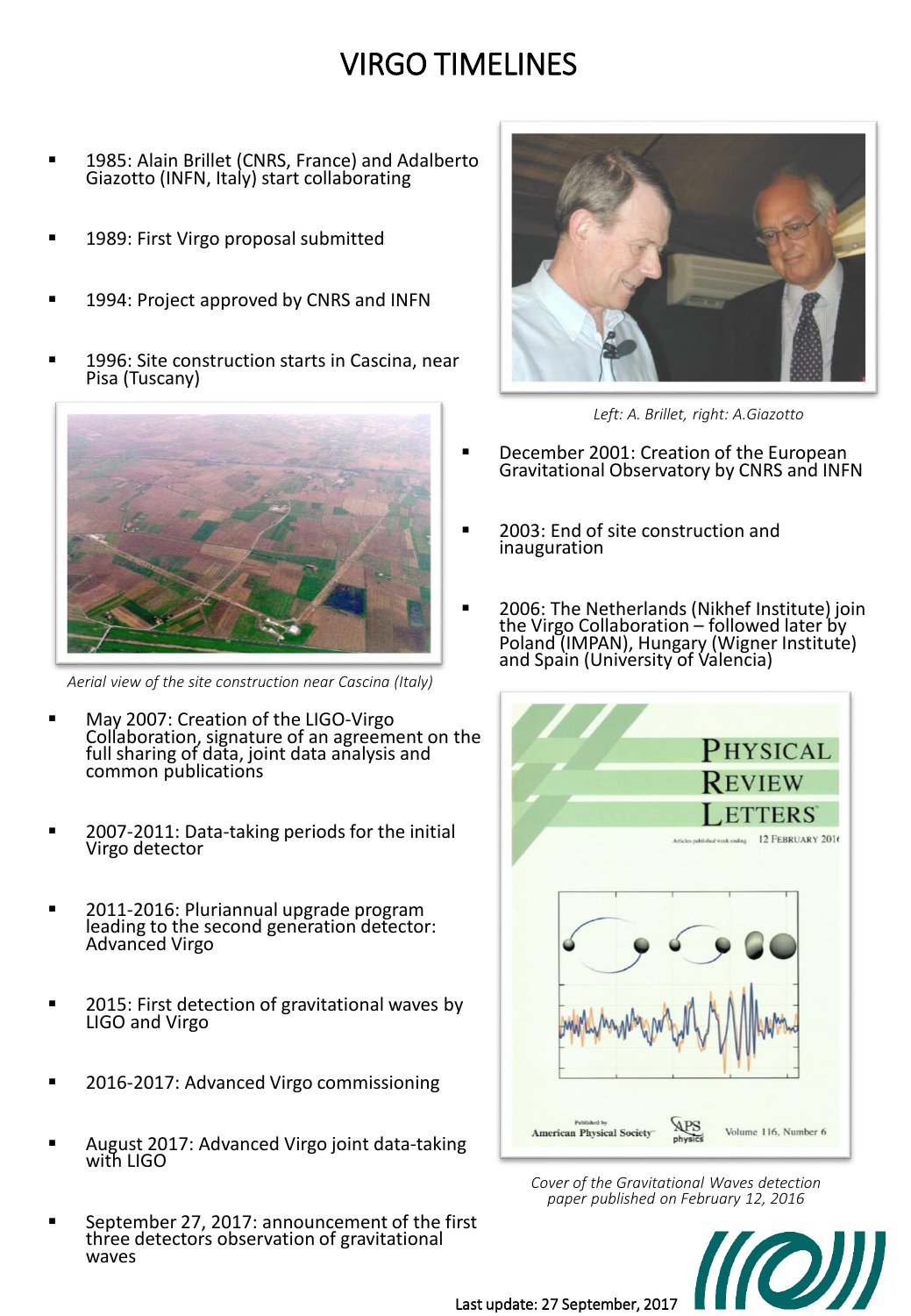# VIRGO TIMELINES

- 1985: Alain Brillet (CNRS, France) and Adalberto Giazotto (INFN, Italy) start collaborating
- 1989: First Virgo proposal submitted
- 1994: Project approved by CNRS and INFN
- 1996: Site construction starts in Cascina, near Pisa (Tuscany)

*Aerial view of the site construction near Cascina (Italy)*

*Left: A. Brillet, right: A.Giazotto*

- December 2001: Creation of the European Gravitational Observatory by CNRS and INFN
- 2003: End of site construction and inauguration
- 2006: The Netherlands (Nikhef Institute) join the Virgo Collaboration – followed later by Poland (IMPAN), Hungary (Wigner Institute) and Spain (University of Valencia)
- May 2007: Creation of the LIGO-Virgo Collaboration, signature of an agreement on the full sharing of data, joint data analysis and common publications
- 2007-2011: Data-taking periods for the initial Virgo detector
- 2011-2016: Pluriannual upgrade program leading to the second generation detector: Advanced Virgo
- 2015: First detection of gravitational waves by LIGO and Virgo
- 2016-2017: Advanced Virgo commissioning
- August 2017: Advanced Virgo joint data-taking with LIGO
- September 27, 2017: announcement of the first three detectors observation of gravitational waves

*Cover of the Gravitational Waves detection paper published on February 12, 2016*

Last update: 27 September, 2017